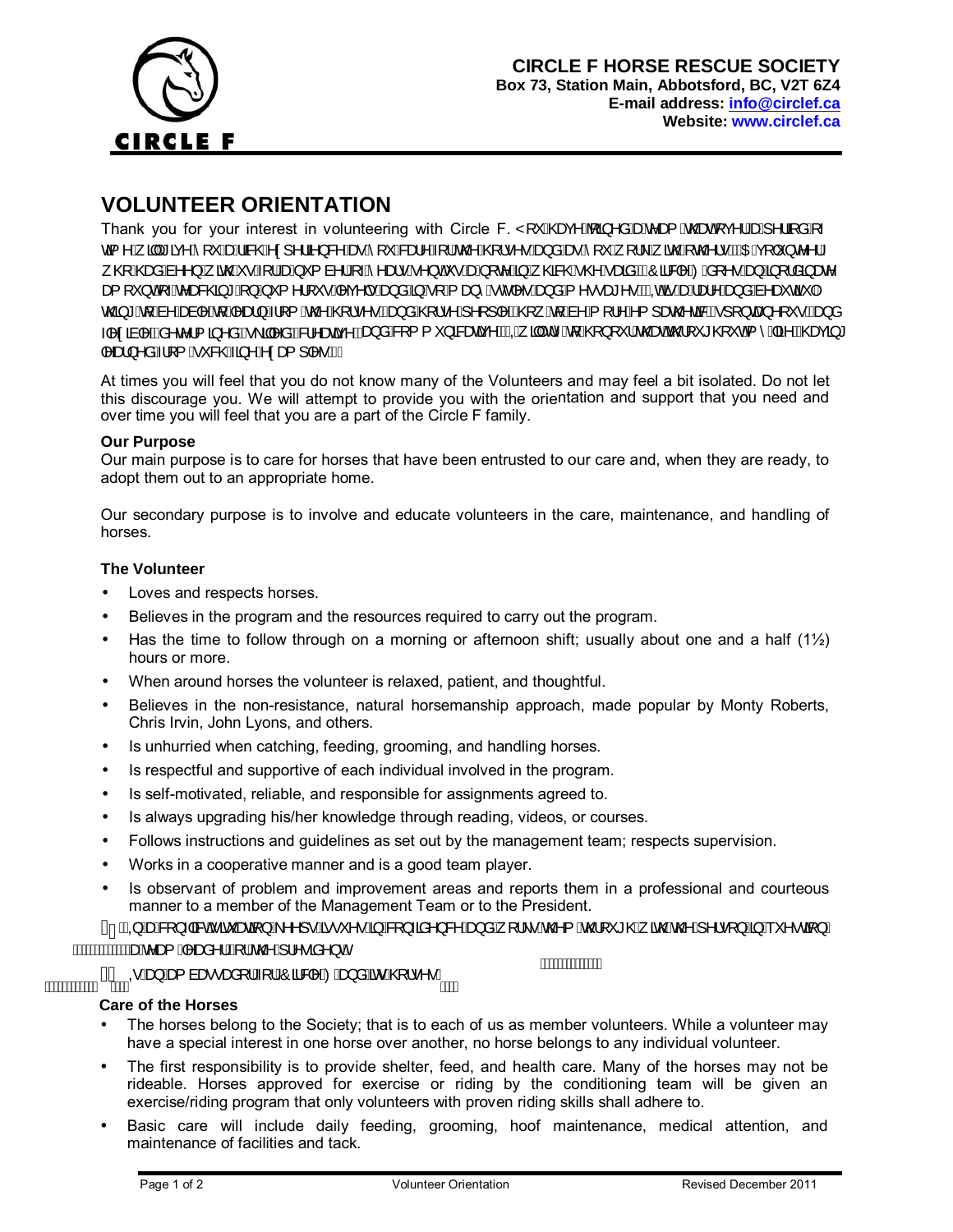# VOLUNTEER ORIENTATION

Thank you for your interest in volunteering with Circle F. You have joined a team that over a period of time will give you a rich experience as you care for the horses and as you work with others. A volunteer who had been with us for a number of years sent us a note in which she said "Circle F deserves an inordinate amount of thanks for teaching on numerous levels and in so many steps and messages. It's a rare and beautiful thing to be able to learn from the horses and horse people. I know to be more empathetic, spontaneous, and flexible, determined, skilled, creative, and communicative. I will try to honour that throughout my life having learned from such fine examples."

At times you will feel that you do not know many of the Volunteers and may feel a bit isolated. Do not let this discourage you. We will attempt to provide you with the orientation and support that you need and over time you will feel that you are a part of the Circle F family.

### Our Purpose

Our main purpose is to care for horses that have been entrusted to our care and, when they are ready, to adopt them out to an appropriate home.

Our secondary purpose is to involve and educate volunteers in the care, maintenance, and handling of horses.

### The Volunteer

- Loves and respects horses.
- Believes in the program and the resources required to carry out the program.
- Has the time to follow through on a morning or afternoon shift; usually about one and a half (1½) hours or more.
- When around horses the volunteer is relaxed, patient, and thoughtful.
- Believes in the non-resistance, natural horsemanship approach, made popular by Monty Roberts, Chris Irvin, John Lyons, and others.
- Is unhurried when catching, feeding, grooming, and handling horses.
- Is respectful and supportive of each individual involved in the program.
- Is self-motivated, reliable, and responsible for assignments agreed to.
- Is always upgrading his/her knowledge through reading, videos, or courses.
- Follows instructions and guidelines as set out by the management team; respects supervision.
- Works in a cooperative manner and is a good team player.
- Is observant of problem and improvement areas and reports them in a professional and courteous manner to a member of the Management Team or to the President.
- In a conflict situation, keeps issues in confidence and works them through with the person in question, a team leader or the president.
- Is an ambassador for Circle F and its horses.

### Care of the Horses

- The horses belong to the Society; that is to each of us as member volunteers. While a volunteer may have a special interest in one horse over another, no horse belongs to any individual volunteer.
- The first responsibility is to provide shelter, feed, and health care. Many of the horses may not be rideable. Horses approved for exercise or riding by the conditioning team will be given an exercise/riding program that only volunteers with proven riding skills shall adhere to.
- Basic care will include daily feeding, grooming, hoof maintenance, medical attention, and maintenance of facilities and tack.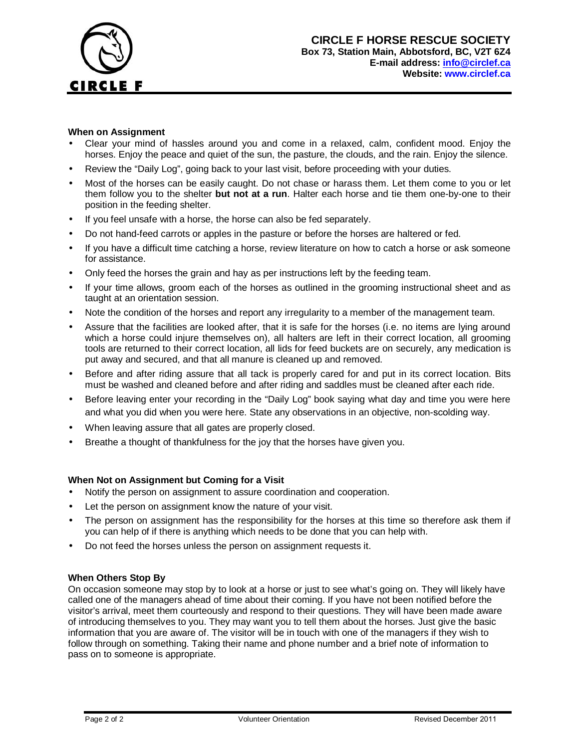**CIRCLE F HORSE RESCUE SOCIETY**
**Box 73, Station Main, Abbotsford, BC, V2T 6Z4**
**E-mail address: info@circlef.ca**
**Website: www.circlef.ca**

**When on Assignment**

- Clear your mind of hassles around you and come in a relaxed, calm, confident mood. Enjoy the horses. Enjoy the peace and quiet of the sun, the pasture, the clouds, and the rain. Enjoy the silence.
- Review the "Daily Log", going back to your last visit, before proceeding with your duties.
- Most of the horses can be easily caught. Do not chase or harass them. Let them come to you or let them follow you to the shelter **but not at a run**. Halter each horse and tie them one-by-one to their position in the feeding shelter.
- If you feel unsafe with a horse, the horse can also be fed separately.
- Do not hand-feed carrots or apples in the pasture or before the horses are haltered or fed.
- If you have a difficult time catching a horse, review literature on how to catch a horse or ask someone for assistance.
- Only feed the horses the grain and hay as per instructions left by the feeding team.
- If your time allows, groom each of the horses as outlined in the grooming instructional sheet and as taught at an orientation session.
- Note the condition of the horses and report any irregularity to a member of the management team.
- Assure that the facilities are looked after, that it is safe for the horses (i.e. no items are lying around which a horse could injure themselves on), all halters are left in their correct location, all grooming tools are returned to their correct location, all lids for feed buckets are on securely, any medication is put away and secured, and that all manure is cleaned up and removed.
- Before and after riding assure that all tack is properly cared for and put in its correct location. Bits must be washed and cleaned before and after riding and saddles must be cleaned after each ride.
- Before leaving enter your recording in the "Daily Log" book saying what day and time you were here and what you did when you were here. State any observations in an objective, non-scolding way.
- When leaving assure that all gates are properly closed.
- Breathe a thought of thankfulness for the joy that the horses have given you.

**When Not on Assignment but Coming for a Visit**

- Notify the person on assignment to assure coordination and cooperation.
- Let the person on assignment know the nature of your visit.
- The person on assignment has the responsibility for the horses at this time so therefore ask them if you can help of if there is anything which needs to be done that you can help with.
- Do not feed the horses unless the person on assignment requests it.

**When Others Stop By**

On occasion someone may stop by to look at a horse or just to see what's going on. They will likely have called one of the managers ahead of time about their coming. If you have not been notified before the visitor's arrival, meet them courteously and respond to their questions. They will have been made aware of introducing themselves to you. They may want you to tell them about the horses. Just give the basic information that you are aware of. The visitor will be in touch with one of the managers if they wish to follow through on something. Taking their name and phone number and a brief note of information to pass on to someone is appropriate.